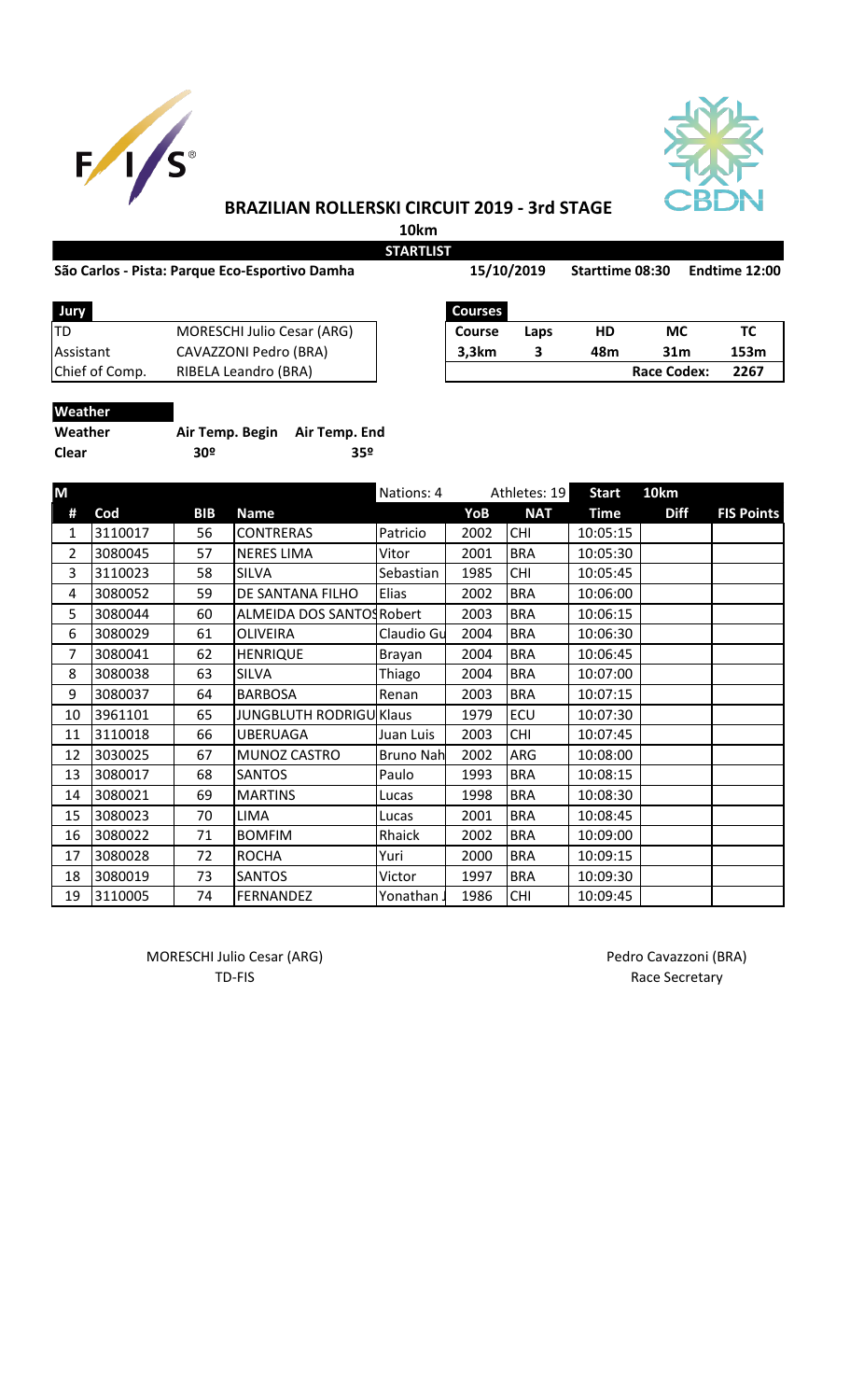# BRAZILIAN ROLLERSKI CIRCUIT 2019 - 3rd STAGE

**10km**

**STARTLIST**

**São Carlos - Pista: Parque Eco-Esportivo Damha** **15/10/2019** **Starttime 08:30** **Endtime 12:00**

| Jury | |
|---|---|
| TD | MORESCHI Julio Cesar (ARG) |
| Assistant | CAVAZZONI Pedro (BRA) |
| Chief of Comp. | RIBELA Leandro (BRA) |

| Courses | | | | |
|---|---|---|---|---|
| **Course** | **Laps** | **HD** | **MC** | **TC** |
| **3,3km** | **3** | **48m** | **31m** | **153m** |
| | | | **Race Codex:** | **2267** |

**Weather**

| Weather | Air Temp. Begin | Air Temp. End |
|---|---|---|
| Clear | 30º | 35º |

| M | | | | Nations: 4 | | Athletes: 19 | Start | 10km | |
|---|---|---|---|---|---|---|---|---|---|
| # | Cod | BIB | Name | | YoB | NAT | Time | Diff | FIS Points |
| 1 | 3110017 | 56 | CONTRERAS | Patricio | 2002 | CHI | 10:05:15 | | |
| 2 | 3080045 | 57 | NERES LIMA | Vitor | 2001 | BRA | 10:05:30 | | |
| 3 | 3110023 | 58 | SILVA | Sebastian | 1985 | CHI | 10:05:45 | | |
| 4 | 3080052 | 59 | DE SANTANA FILHO | Elias | 2002 | BRA | 10:06:00 | | |
| 5 | 3080044 | 60 | ALMEIDA DOS SANTOS | Robert | 2003 | BRA | 10:06:15 | | |
| 6 | 3080029 | 61 | OLIVEIRA | Claudio Gu | 2004 | BRA | 10:06:30 | | |
| 7 | 3080041 | 62 | HENRIQUE | Brayan | 2004 | BRA | 10:06:45 | | |
| 8 | 3080038 | 63 | SILVA | Thiago | 2004 | BRA | 10:07:00 | | |
| 9 | 3080037 | 64 | BARBOSA | Renan | 2003 | BRA | 10:07:15 | | |
| 10 | 3961101 | 65 | JUNGBLUTH RODRIGU | Klaus | 1979 | ECU | 10:07:30 | | |
| 11 | 3110018 | 66 | UBERUAGA | Juan Luis | 2003 | CHI | 10:07:45 | | |
| 12 | 3030025 | 67 | MUNOZ CASTRO | Bruno Nah | 2002 | ARG | 10:08:00 | | |
| 13 | 3080017 | 68 | SANTOS | Paulo | 1993 | BRA | 10:08:15 | | |
| 14 | 3080021 | 69 | MARTINS | Lucas | 1998 | BRA | 10:08:30 | | |
| 15 | 3080023 | 70 | LIMA | Lucas | 2001 | BRA | 10:08:45 | | |
| 16 | 3080022 | 71 | BOMFIM | Rhaick | 2002 | BRA | 10:09:00 | | |
| 17 | 3080028 | 72 | ROCHA | Yuri | 2000 | BRA | 10:09:15 | | |
| 18 | 3080019 | 73 | SANTOS | Victor | 1997 | BRA | 10:09:30 | | |
| 19 | 3110005 | 74 | FERNANDEZ | Yonathan J | 1986 | CHI | 10:09:45 | | |

MORESCHI Julio Cesar (ARG)
TD-FIS

Pedro Cavazzoni (BRA)
Race Secretary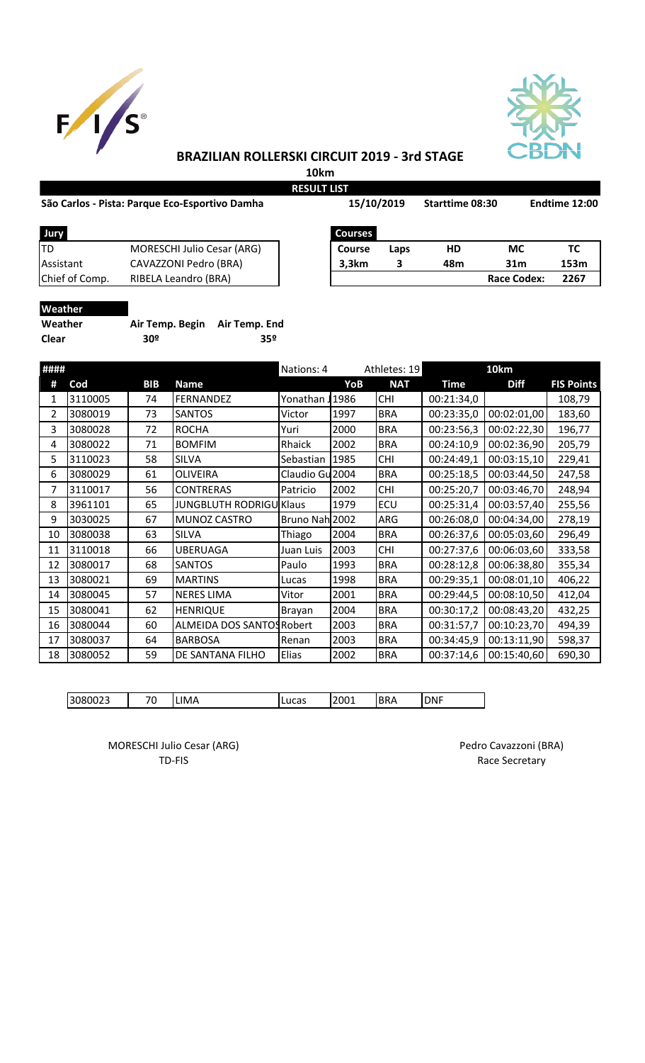## BRAZILIAN ROLLERSKI CIRCUIT 2019 - 3rd STAGE

**10km**

**RESULT LIST**

**São Carlos - Pista: Parque Eco-Esportivo Damha** | **15/10/2019** | **Starttime 08:30** | **Endtime 12:00**

| Jury | |
|---|---|
| TD | MORESCHI Julio Cesar (ARG) |
| Assistant | CAVAZZONI Pedro (BRA) |
| Chief of Comp. | RIBELA Leandro (BRA) |

| Courses | | | | |
|---|---|---|---|---|
| Course | Laps | HD | MC | TC |
| 3,3km | 3 | 48m | 31m | 153m |
| | | | Race Codex: | 2267 |

**Weather**

| Weather | Air Temp. Begin | Air Temp. End |
|---|---|---|
| Clear | 30º | 35º |

| #### | | | | Nations: 4 | | Athletes: 19 | 10km | | |
|---|---|---|---|---|---|---|---|---|---|
| # | Cod | BIB | Name | | YoB | NAT | Time | Diff | FIS Points |
| 1 | 3110005 | 74 | FERNANDEZ | Yonathan J | 1986 | CHI | 00:21:34,0 | | 108,79 |
| 2 | 3080019 | 73 | SANTOS | Victor | 1997 | BRA | 00:23:35,0 | 00:02:01,00 | 183,60 |
| 3 | 3080028 | 72 | ROCHA | Yuri | 2000 | BRA | 00:23:56,3 | 00:02:22,30 | 196,77 |
| 4 | 3080022 | 71 | BOMFIM | Rhaick | 2002 | BRA | 00:24:10,9 | 00:02:36,90 | 205,79 |
| 5 | 3110023 | 58 | SILVA | Sebastian | 1985 | CHI | 00:24:49,1 | 00:03:15,10 | 229,41 |
| 6 | 3080029 | 61 | OLIVEIRA | Claudio Gu | 2004 | BRA | 00:25:18,5 | 00:03:44,50 | 247,58 |
| 7 | 3110017 | 56 | CONTRERAS | Patricio | 2002 | CHI | 00:25:20,7 | 00:03:46,70 | 248,94 |
| 8 | 3961101 | 65 | JUNGBLUTH RODRIGU | Klaus | 1979 | ECU | 00:25:31,4 | 00:03:57,40 | 255,56 |
| 9 | 3030025 | 67 | MUNOZ CASTRO | Bruno Nah | 2002 | ARG | 00:26:08,0 | 00:04:34,00 | 278,19 |
| 10 | 3080038 | 63 | SILVA | Thiago | 2004 | BRA | 00:26:37,6 | 00:05:03,60 | 296,49 |
| 11 | 3110018 | 66 | UBERUAGA | Juan Luis | 2003 | CHI | 00:27:37,6 | 00:06:03,60 | 333,58 |
| 12 | 3080017 | 68 | SANTOS | Paulo | 1993 | BRA | 00:28:12,8 | 00:06:38,80 | 355,34 |
| 13 | 3080021 | 69 | MARTINS | Lucas | 1998 | BRA | 00:29:35,1 | 00:08:01,10 | 406,22 |
| 14 | 3080045 | 57 | NERES LIMA | Vitor | 2001 | BRA | 00:29:44,5 | 00:08:10,50 | 412,04 |
| 15 | 3080041 | 62 | HENRIQUE | Brayan | 2004 | BRA | 00:30:17,2 | 00:08:43,20 | 432,25 |
| 16 | 3080044 | 60 | ALMEIDA DOS SANTOS | Robert | 2003 | BRA | 00:31:57,7 | 00:10:23,70 | 494,39 |
| 17 | 3080037 | 64 | BARBOSA | Renan | 2003 | BRA | 00:34:45,9 | 00:13:11,90 | 598,37 |
| 18 | 3080052 | 59 | DE SANTANA FILHO | Elias | 2002 | BRA | 00:37:14,6 | 00:15:40,60 | 690,30 |

| | | | | | | |
|---|---|---|---|---|---|---|
| 3080023 | 70 | LIMA | Lucas | 2001 | BRA | DNF |

MORESCHI Julio Cesar (ARG)
TD-FIS

Pedro Cavazzoni (BRA)
Race Secretary